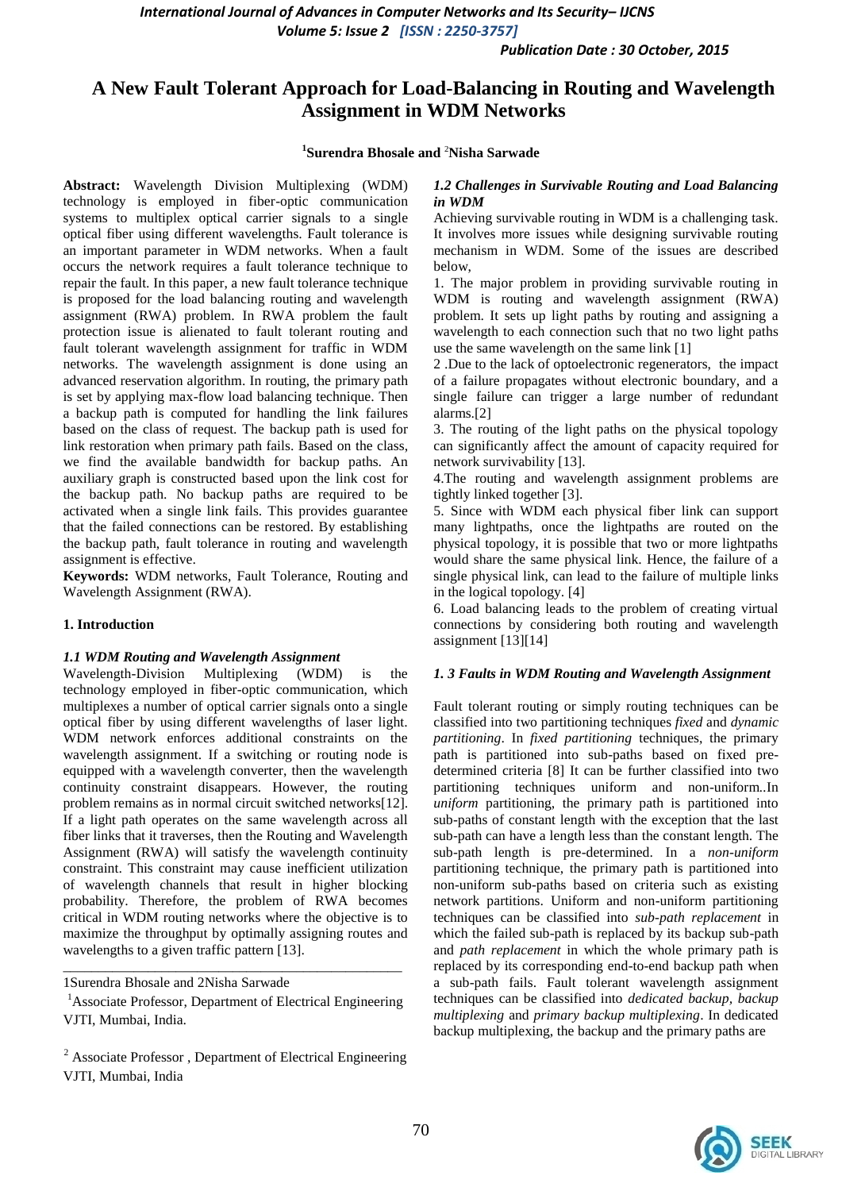# A New Fault Tolerant Approach for Load-Balancing in Routing and Wavelength Assignment in WDM Networks

[1]**Surendra Bhosale and** [2]**Nisha Sarwade**

**Abstract:** Wavelength Division Multiplexing (WDM) technology is employed in fiber-optic communication systems to multiplex optical carrier signals to a single optical fiber using different wavelengths. Fault tolerance is an important parameter in WDM networks. When a fault occurs the network requires a fault tolerance technique to repair the fault. In this paper, a new fault tolerance technique is proposed for the load balancing routing and wavelength assignment (RWA) problem. In RWA problem the fault protection issue is alienated to fault tolerant routing and fault tolerant wavelength assignment for traffic in WDM networks. The wavelength assignment is done using an advanced reservation algorithm. In routing, the primary path is set by applying max-flow load balancing technique. Then a backup path is computed for handling the link failures based on the class of request. The backup path is used for link restoration when primary path fails. Based on the class, we find the available bandwidth for backup paths. An auxiliary graph is constructed based upon the link cost for the backup path. No backup paths are required to be activated when a single link fails. This provides guarantee that the failed connections can be restored. By establishing the backup path, fault tolerance in routing and wavelength assignment is effective.

**Keywords:** WDM networks, Fault Tolerance, Routing and Wavelength Assignment (RWA).

## 1. Introduction

### *1.1 WDM Routing and Wavelength Assignment*

Wavelength-Division Multiplexing (WDM) is the technology employed in fiber-optic communication, which multiplexes a number of optical carrier signals onto a single optical fiber by using different wavelengths of laser light. WDM network enforces additional constraints on the wavelength assignment. If a switching or routing node is equipped with a wavelength converter, then the wavelength continuity constraint disappears. However, the routing problem remains as in normal circuit switched networks[12]. If a light path operates on the same wavelength across all fiber links that it traverses, then the Routing and Wavelength Assignment (RWA) will satisfy the wavelength continuity constraint. This constraint may cause inefficient utilization of wavelength channels that result in higher blocking probability. Therefore, the problem of RWA becomes critical in WDM routing networks where the objective is to maximize the throughput by optimally assigning routes and wavelengths to a given traffic pattern [13].

---

1Surendra Bhosale and 2Nisha Sarwade

[1]Associate Professor, Department of Electrical Engineering VJTI, Mumbai, India.

[2] Associate Professor , Department of Electrical Engineering VJTI, Mumbai, India

### *1.2 Challenges in Survivable Routing and Load Balancing in WDM*

Achieving survivable routing in WDM is a challenging task. It involves more issues while designing survivable routing mechanism in WDM. Some of the issues are described below,

1. The major problem in providing survivable routing in WDM is routing and wavelength assignment (RWA) problem. It sets up light paths by routing and assigning a wavelength to each connection such that no two light paths use the same wavelength on the same link [1]

2 .Due to the lack of optoelectronic regenerators, the impact of a failure propagates without electronic boundary, and a single failure can trigger a large number of redundant alarms.[2]

3. The routing of the light paths on the physical topology can significantly affect the amount of capacity required for network survivability [13].

4.The routing and wavelength assignment problems are tightly linked together [3].

5. Since with WDM each physical fiber link can support many lightpaths, once the lightpaths are routed on the physical topology, it is possible that two or more lightpaths would share the same physical link. Hence, the failure of a single physical link, can lead to the failure of multiple links in the logical topology. [4]

6. Load balancing leads to the problem of creating virtual connections by considering both routing and wavelength assignment [13][14]

### *1. 3 Faults in WDM Routing and Wavelength Assignment*

Fault tolerant routing or simply routing techniques can be classified into two partitioning techniques *fixed* and *dynamic partitioning*. In *fixed partitioning* techniques, the primary path is partitioned into sub-paths based on fixed pre-determined criteria [8] It can be further classified into two partitioning techniques uniform and non-uniform..In *uniform* partitioning, the primary path is partitioned into sub-paths of constant length with the exception that the last sub-path can have a length less than the constant length. The sub-path length is pre-determined. In a *non-uniform* partitioning technique, the primary path is partitioned into non-uniform sub-paths based on criteria such as existing network partitions. Uniform and non-uniform partitioning techniques can be classified into *sub-path replacement* in which the failed sub-path is replaced by its backup sub-path and *path replacement* in which the whole primary path is replaced by its corresponding end-to-end backup path when a sub-path fails. Fault tolerant wavelength assignment techniques can be classified into *dedicated backup*, *backup multiplexing* and *primary backup multiplexing*. In dedicated backup multiplexing, the backup and the primary paths are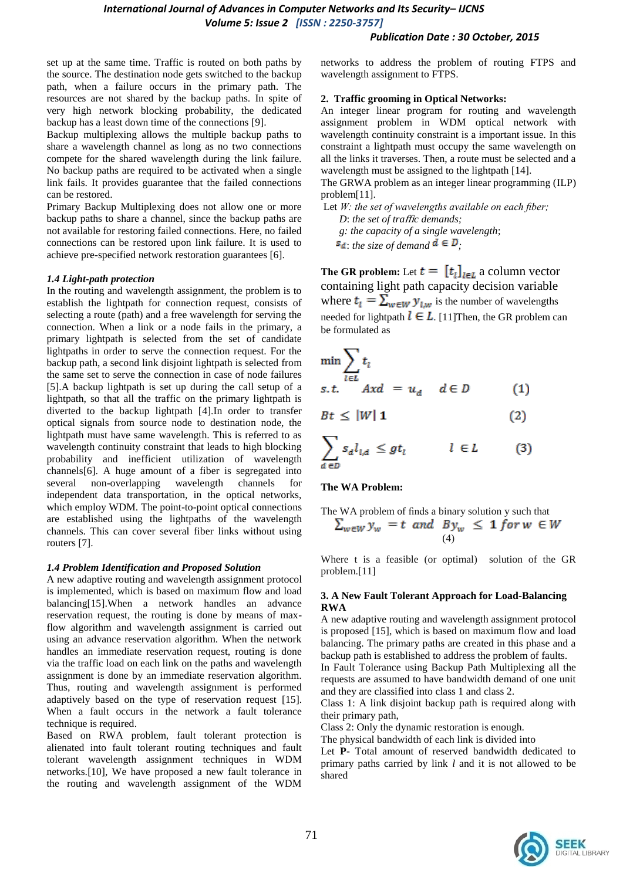set up at the same time. Traffic is routed on both paths by the source. The destination node gets switched to the backup path, when a failure occurs in the primary path. The resources are not shared by the backup paths. In spite of very high network blocking probability, the dedicated backup has a least down time of the connections [9].

Backup multiplexing allows the multiple backup paths to share a wavelength channel as long as no two connections compete for the shared wavelength during the link failure. No backup paths are required to be activated when a single link fails. It provides guarantee that the failed connections can be restored.

Primary Backup Multiplexing does not allow one or more backup paths to share a channel, since the backup paths are not available for restoring failed connections. Here, no failed connections can be restored upon link failure. It is used to achieve pre-specified network restoration guarantees [6].

### *1.4 Light-path protection*

In the routing and wavelength assignment, the problem is to establish the lightpath for connection request, consists of selecting a route (path) and a free wavelength for serving the connection. When a link or a node fails in the primary, a primary lightpath is selected from the set of candidate lightpaths in order to serve the connection request. For the backup path, a second link disjoint lightpath is selected from the same set to serve the connection in case of node failures [5].A backup lightpath is set up during the call setup of a lightpath, so that all the traffic on the primary lightpath is diverted to the backup lightpath [4].In order to transfer optical signals from source node to destination node, the lightpath must have same wavelength. This is referred to as wavelength continuity constraint that leads to high blocking probability and inefficient utilization of wavelength channels[6]. A huge amount of a fiber is segregated into several non-overlapping wavelength channels for independent data transportation, in the optical networks, which employ WDM. The point-to-point optical connections are established using the lightpaths of the wavelength channels. This can cover several fiber links without using routers [7].

### *1.4 Problem Identification and Proposed Solution*

A new adaptive routing and wavelength assignment protocol is implemented, which is based on maximum flow and load balancing[15].When a network handles an advance reservation request, the routing is done by means of max-flow algorithm and wavelength assignment is carried out using an advance reservation algorithm. When the network handles an immediate reservation request, routing is done via the traffic load on each link on the paths and wavelength assignment is done by an immediate reservation algorithm. Thus, routing and wavelength assignment is performed adaptively based on the type of reservation request [15]. When a fault occurs in the network a fault tolerance technique is required.

Based on RWA problem, fault tolerant protection is alienated into fault tolerant routing techniques and fault tolerant wavelength assignment techniques in WDM networks.[10], We have proposed a new fault tolerance in the routing and wavelength assignment of the WDM networks to address the problem of routing FTPS and wavelength assignment to FTPS.

### 2. Traffic grooming in Optical Networks:

An integer linear program for routing and wavelength assignment problem in WDM optical network with wavelength continuity constraint is a important issue. In this constraint a lightpath must occupy the same wavelength on all the links it traverses. Then, a route must be selected and a wavelength must be assigned to the lightpath [14].

The GRWA problem as an integer linear programming (ILP) problem[11].

Let *W: the set of wavelengths available on each fiber;*
*D: the set of traffic demands;*
*g: the capacity of a single wavelength*;
$s_d$: *the size of demand* $d \in D$;

**The GR problem:** Let $t = [t_l]_{l \in L}$ a column vector containing light path capacity decision variable where $t_l = \sum_{w \in W} y_{l,w}$ is the number of wavelengths needed for lightpath $l \in L$. [11]Then, the GR problem can be formulated as

$$\min \sum_{l \in L} t_l$$

$$s.t. \quad Ax_d = u_d \quad d \in D \qquad (1)$$

$$Bt \leq |W|\,\mathbf{1} \qquad (2)$$

$$\sum_{d \in D} s_d l_{l,d} \leq g t_l \qquad l \in L \qquad (3)$$

**The WA Problem:**

The WA problem of finds a binary solution y such that

$$\sum_{w \in W} y_w = t \;\; and \;\; By_w \leq 1 \; for \; w \in W \qquad (4)$$

Where t is a feasible (or optimal) solution of the GR problem.[11]

### 3. A New Fault Tolerant Approach for Load-Balancing RWA

A new adaptive routing and wavelength assignment protocol is proposed [15], which is based on maximum flow and load balancing. The primary paths are created in this phase and a backup path is established to address the problem of faults.

In Fault Tolerance using Backup Path Multiplexing all the requests are assumed to have bandwidth demand of one unit and they are classified into class 1 and class 2.

Class 1: A link disjoint backup path is required along with their primary path,

Class 2: Only the dynamic restoration is enough.

The physical bandwidth of each link is divided into

Let **P**- Total amount of reserved bandwidth dedicated to primary paths carried by link *l* and it is not allowed to be shared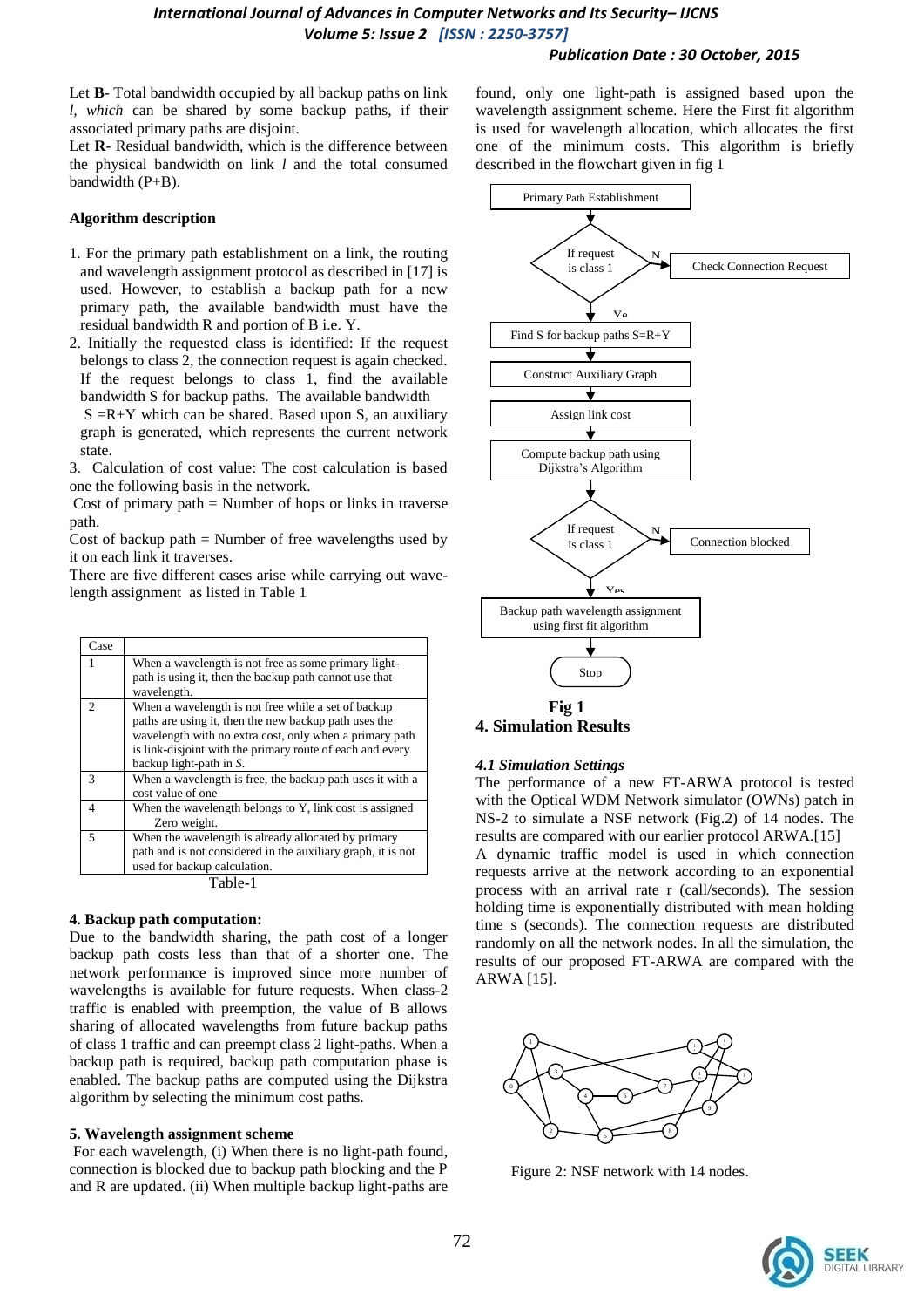Let **B**- Total bandwidth occupied by all backup paths on link *l, which* can be shared by some backup paths, if their associated primary paths are disjoint.
Let **R**- Residual bandwidth, which is the difference between the physical bandwidth on link *l* and the total consumed bandwidth (P+B).

**Algorithm description**

1. For the primary path establishment on a link, the routing and wavelength assignment protocol as described in [17] is used. However, to establish a backup path for a new primary path, the available bandwidth must have the residual bandwidth R and portion of B i.e. Y.
2. Initially the requested class is identified: If the request belongs to class 2, the connection request is again checked. If the request belongs to class 1, find the available bandwidth S for backup paths. The available bandwidth S =R+Y which can be shared. Based upon S, an auxiliary graph is generated, which represents the current network state.
3. Calculation of cost value: The cost calculation is based one the following basis in the network.

Cost of primary path = Number of hops or links in traverse path.
Cost of backup path = Number of free wavelengths used by it on each link it traverses.
There are five different cases arise while carrying out wave-length assignment as listed in Table 1

| Case | |
|---|---|
| 1 | When a wavelength is not free as some primary light-path is using it, then the backup path cannot use that wavelength. |
| 2 | When a wavelength is not free while a set of backup paths are using it, then the new backup path uses the wavelength with no extra cost, only when a primary path is link-disjoint with the primary route of each and every backup light-path in S. |
| 3 | When a wavelength is free, the backup path uses it with a cost value of one |
| 4 | When the wavelength belongs to Y, link cost is assigned Zero weight. |
| 5 | When the wavelength is already allocated by primary path and is not considered in the auxiliary graph, it is not used for backup calculation. |

Table-1

**4. Backup path computation:**
Due to the bandwidth sharing, the path cost of a longer backup path costs less than that of a shorter one. The network performance is improved since more number of wavelengths is available for future requests. When class-2 traffic is enabled with preemption, the value of B allows sharing of allocated wavelengths from future backup paths of class 1 traffic and can preempt class 2 light-paths. When a backup path is required, backup path computation phase is enabled. The backup paths are computed using the Dijkstra algorithm by selecting the minimum cost paths.

**5. Wavelength assignment scheme**
For each wavelength, (i) When there is no light-path found, connection is blocked due to backup path blocking and the P and R are updated. (ii) When multiple backup light-paths are found, only one light-path is assigned based upon the wavelength assignment scheme. Here the First fit algorithm is used for wavelength allocation, which allocates the first one of the minimum costs. This algorithm is briefly described in the flowchart given in fig 1

**Fig 1**

## 4. Simulation Results

### *4.1 Simulation Settings*

The performance of a new FT-ARWA protocol is tested with the Optical WDM Network simulator (OWNs) patch in NS-2 to simulate a NSF network (Fig.2) of 14 nodes. The results are compared with our earlier protocol ARWA.[15]
A dynamic traffic model is used in which connection requests arrive at the network according to an exponential process with an arrival rate r (call/seconds). The session holding time is exponentially distributed with mean holding time s (seconds). The connection requests are distributed randomly on all the network nodes. In all the simulation, the results of our proposed FT-ARWA are compared with the ARWA [15].

Figure 2: NSF network with 14 nodes.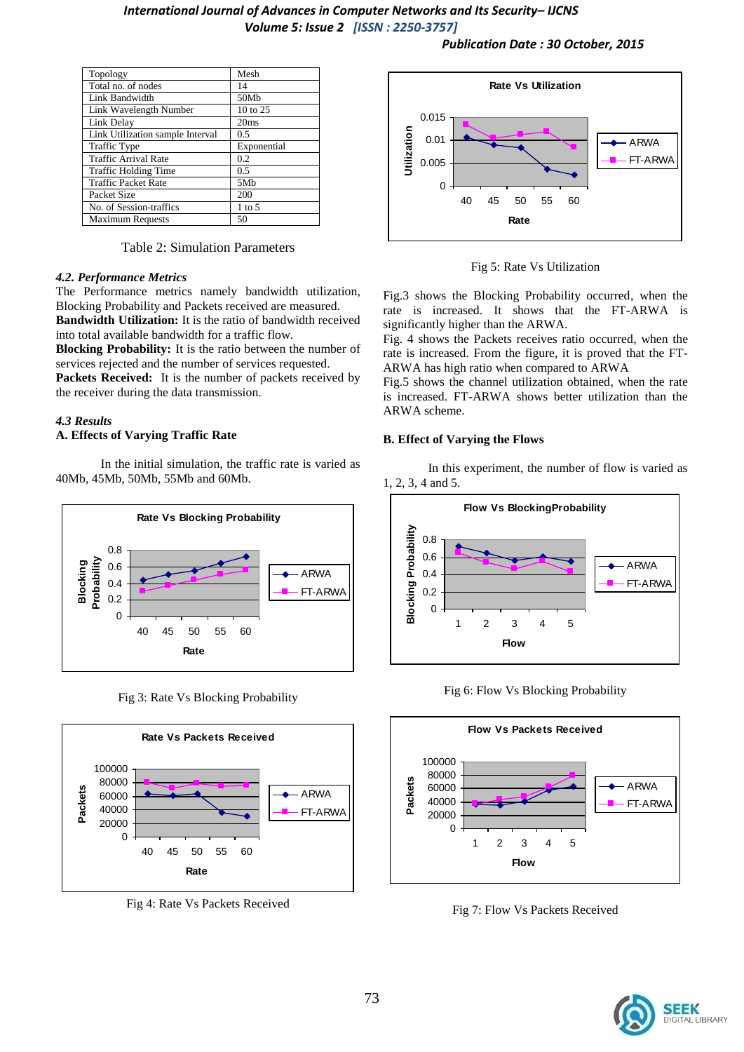| Topology | Mesh |
|---|---|
| Total no. of nodes | 14 |
| Link Bandwidth | 50Mb |
| Link Wavelength Number | 10 to 25 |
| Link Delay | 20ms |
| Link Utilization sample Interval | 0.5 |
| Traffic Type | Exponential |
| Traffic Arrival Rate | 0.2 |
| Traffic Holding Time | 0.5 |
| Traffic Packet Rate | 5Mb |
| Packet Size | 200 |
| No. of Session-traffics | 1 to 5 |
| Maximum Requests | 50 |

Table 2: Simulation Parameters

### *4.2. Performance Metrics*

The Performance metrics namely bandwidth utilization, Blocking Probability and Packets received are measured.

**Bandwidth Utilization:** It is the ratio of bandwidth received into total available bandwidth for a traffic flow.

**Blocking Probability:** It is the ratio between the number of services rejected and the number of services requested.

**Packets Received:** It is the number of packets received by the receiver during the data transmission.

### *4.3 Results*

#### A. Effects of Varying Traffic Rate

In the initial simulation, the traffic rate is varied as 40Mb, 45Mb, 50Mb, 55Mb and 60Mb.

Fig 3: Rate Vs Blocking Probability

Fig 4: Rate Vs Packets Received

Fig 5: Rate Vs Utilization

Fig.3 shows the Blocking Probability occurred, when the rate is increased. It shows that the FT-ARWA is significantly higher than the ARWA.

Fig. 4 shows the Packets receives ratio occurred, when the rate is increased. From the figure, it is proved that the FT-ARWA has high ratio when compared to ARWA

Fig.5 shows the channel utilization obtained, when the rate is increased. FT-ARWA shows better utilization than the ARWA scheme.

#### B. Effect of Varying the Flows

In this experiment, the number of flow is varied as 1, 2, 3, 4 and 5.

Fig 6: Flow Vs Blocking Probability

Fig 7: Flow Vs Packets Received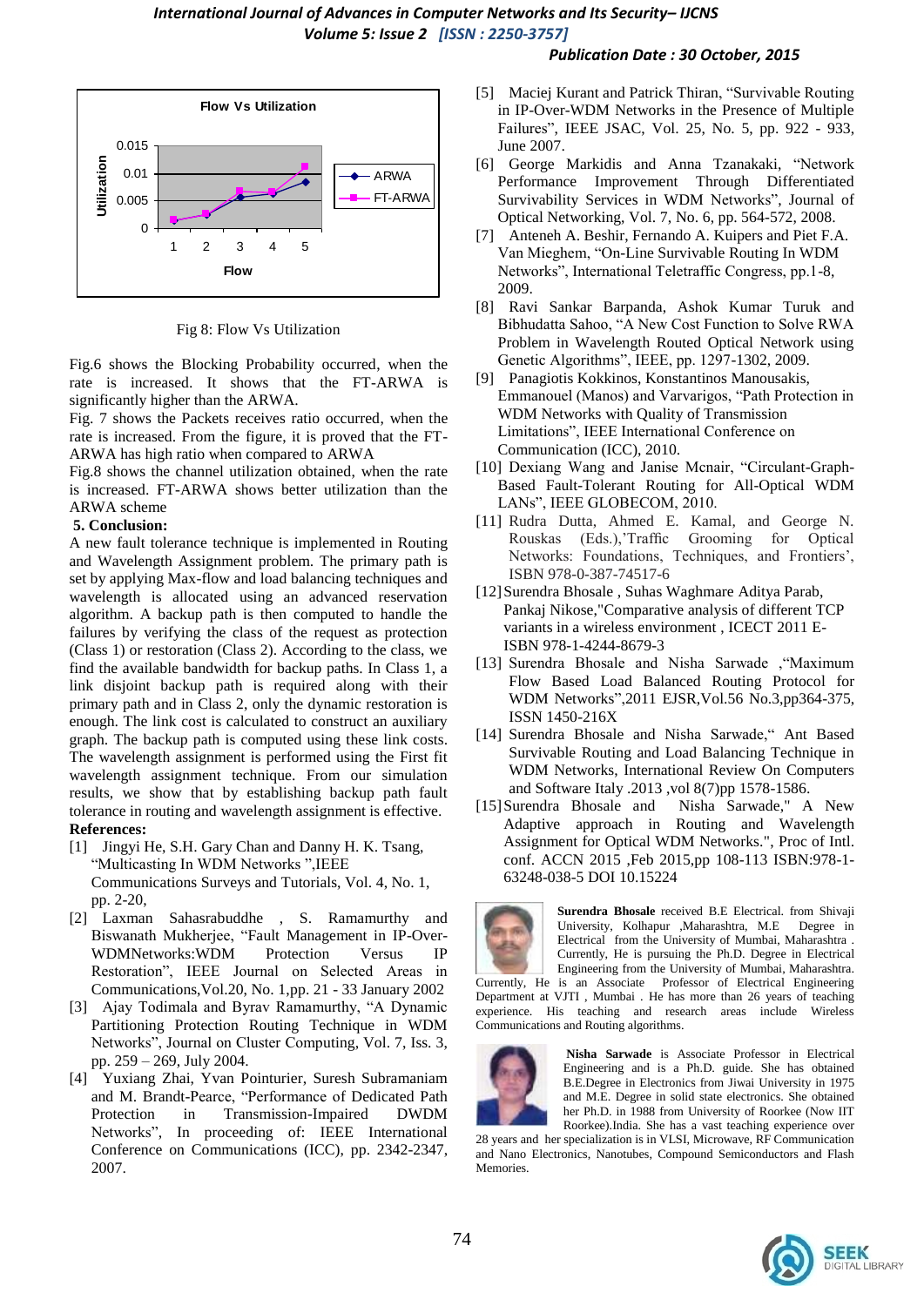Flow Vs Utilization

Utilization

0.015
0.01
0.005
0

1 2 3 4 5

Flow

ARWA
FT-ARWA

Fig 8: Flow Vs Utilization

Fig.6 shows the Blocking Probability occurred, when the rate is increased. It shows that the FT-ARWA is significantly higher than the ARWA.

Fig. 7 shows the Packets receives ratio occurred, when the rate is increased. From the figure, it is proved that the FT-ARWA has high ratio when compared to ARWA

Fig.8 shows the channel utilization obtained, when the rate is increased. FT-ARWA shows better utilization than the ARWA scheme

## 5. Conclusion:

A new fault tolerance technique is implemented in Routing and Wavelength Assignment problem. The primary path is set by applying Max-flow and load balancing techniques and wavelength is allocated using an advanced reservation algorithm. A backup path is then computed to handle the failures by verifying the class of the request as protection (Class 1) or restoration (Class 2). According to the class, we find the available bandwidth for backup paths. In Class 1, a link disjoint backup path is required along with their primary path and in Class 2, only the dynamic restoration is enough. The link cost is calculated to construct an auxiliary graph. The backup path is computed using these link costs. The wavelength assignment is performed using the First fit wavelength assignment technique. From our simulation results, we show that by establishing backup path fault tolerance in routing and wavelength assignment is effective.

## References:

[1] Jingyi He, S.H. Gary Chan and Danny H. K. Tsang, "Multicasting In WDM Networks ",IEEE Communications Surveys and Tutorials, Vol. 4, No. 1, pp. 2-20,

[2] Laxman Sahasrabuddhe , S. Ramamurthy and Biswanath Mukherjee, "Fault Management in IP-Over-WDMNetworks:WDM Protection Versus IP Restoration", IEEE Journal on Selected Areas in Communications,Vol.20, No. 1,pp. 21 - 33 January 2002

[3] Ajay Todimala and Byrav Ramamurthy, "A Dynamic Partitioning Protection Routing Technique in WDM Networks", Journal on Cluster Computing, Vol. 7, Iss. 3, pp. 259 – 269, July 2004.

[4] Yuxiang Zhai, Yvan Pointurier, Suresh Subramaniam and M. Brandt-Pearce, "Performance of Dedicated Path Protection in Transmission-Impaired DWDM Networks", In proceeding of: IEEE International Conference on Communications (ICC), pp. 2342-2347, 2007.

[5] Maciej Kurant and Patrick Thiran, "Survivable Routing in IP-Over-WDM Networks in the Presence of Multiple Failures", IEEE JSAC, Vol. 25, No. 5, pp. 922 - 933, June 2007.

[6] George Markidis and Anna Tzanakaki, "Network Performance Improvement Through Differentiated Survivability Services in WDM Networks", Journal of Optical Networking, Vol. 7, No. 6, pp. 564-572, 2008.

[7] Anteneh A. Beshir, Fernando A. Kuipers and Piet F.A. Van Mieghem, "On-Line Survivable Routing In WDM Networks", International Teletraffic Congress, pp.1-8, 2009.

[8] Ravi Sankar Barpanda, Ashok Kumar Turuk and Bibhudatta Sahoo, "A New Cost Function to Solve RWA Problem in Wavelength Routed Optical Network using Genetic Algorithms", IEEE, pp. 1297-1302, 2009.

[9] Panagiotis Kokkinos, Konstantinos Manousakis, Emmanouel (Manos) and Varvarigos, "Path Protection in WDM Networks with Quality of Transmission Limitations", IEEE International Conference on Communication (ICC), 2010.

[10] Dexiang Wang and Janise Mcnair, "Circulant-Graph-Based Fault-Tolerant Routing for All-Optical WDM LANs", IEEE GLOBECOM, 2010.

[11] Rudra Dutta, Ahmed E. Kamal, and George N. Rouskas (Eds.),'Traffic Grooming for Optical Networks: Foundations, Techniques, and Frontiers', ISBN 978-0-387-74517-6

[12] Surendra Bhosale , Suhas Waghmare Aditya Parab, Pankaj Nikose,"Comparative analysis of different TCP variants in a wireless environment , ICECT 2011 E-ISBN 978-1-4244-8679-3

[13] Surendra Bhosale and Nisha Sarwade ,"Maximum Flow Based Load Balanced Routing Protocol for WDM Networks",2011 EJSR,Vol.56 No.3,pp364-375, ISSN 1450-216X

[14] Surendra Bhosale and Nisha Sarwade," Ant Based Survivable Routing and Load Balancing Technique in WDM Networks, International Review On Computers and Software Italy .2013 ,vol 8(7)pp 1578-1586.

[15] Surendra Bhosale and Nisha Sarwade," A New Adaptive approach in Routing and Wavelength Assignment for Optical WDM Networks.", Proc of Intl. conf. ACCN 2015 ,Feb 2015,pp 108-113 ISBN:978-1-63248-038-5 DOI 10.15224

**Surendra Bhosale** received B.E Electrical. from Shivaji University, Kolhapur ,Maharashtra, M.E Degree in Electrical from the University of Mumbai, Maharashtra . Currently, He is pursuing the Ph.D. Degree in Electrical Engineering from the University of Mumbai, Maharashtra. Currently, He is an Associate Professor of Electrical Engineering Department at VJTI , Mumbai . He has more than 26 years of teaching experience. His teaching and research areas include Wireless Communications and Routing algorithms.

**Nisha Sarwade** is Associate Professor in Electrical Engineering and is a Ph.D. guide. She has obtained B.E.Degree in Electronics from Jiwai University in 1975 and M.E. Degree in solid state electronics. She obtained her Ph.D. in 1988 from University of Roorkee (Now IIT Roorkee).India. She has a vast teaching experience over 28 years and her specialization is in VLSI, Microwave, RF Communication and Nano Electronics, Nanotubes, Compound Semiconductors and Flash Memories.